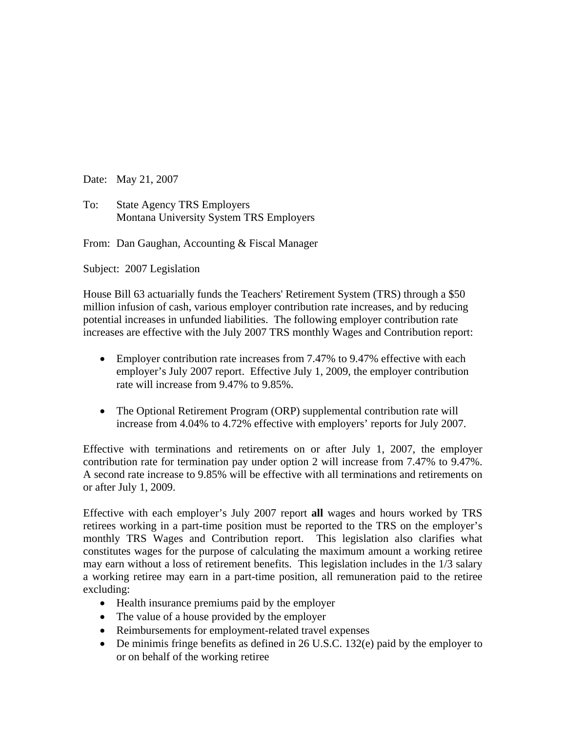Date: May 21, 2007

To: State Agency TRS Employers
Montana University System TRS Employers

From: Dan Gaughan, Accounting & Fiscal Manager

Subject: 2007 Legislation

House Bill 63 actuarially funds the Teachers' Retirement System (TRS) through a $50 million infusion of cash, various employer contribution rate increases, and by reducing potential increases in unfunded liabilities. The following employer contribution rate increases are effective with the July 2007 TRS monthly Wages and Contribution report:

- Employer contribution rate increases from 7.47% to 9.47% effective with each employer's July 2007 report. Effective July 1, 2009, the employer contribution rate will increase from 9.47% to 9.85%.

- The Optional Retirement Program (ORP) supplemental contribution rate will increase from 4.04% to 4.72% effective with employers' reports for July 2007.

Effective with terminations and retirements on or after July 1, 2007, the employer contribution rate for termination pay under option 2 will increase from 7.47% to 9.47%. A second rate increase to 9.85% will be effective with all terminations and retirements on or after July 1, 2009.

Effective with each employer's July 2007 report **all** wages and hours worked by TRS retirees working in a part-time position must be reported to the TRS on the employer's monthly TRS Wages and Contribution report. This legislation also clarifies what constitutes wages for the purpose of calculating the maximum amount a working retiree may earn without a loss of retirement benefits. This legislation includes in the 1/3 salary a working retiree may earn in a part-time position, all remuneration paid to the retiree excluding:

- Health insurance premiums paid by the employer
- The value of a house provided by the employer
- Reimbursements for employment-related travel expenses
- De minimis fringe benefits as defined in 26 U.S.C. 132(e) paid by the employer to or on behalf of the working retiree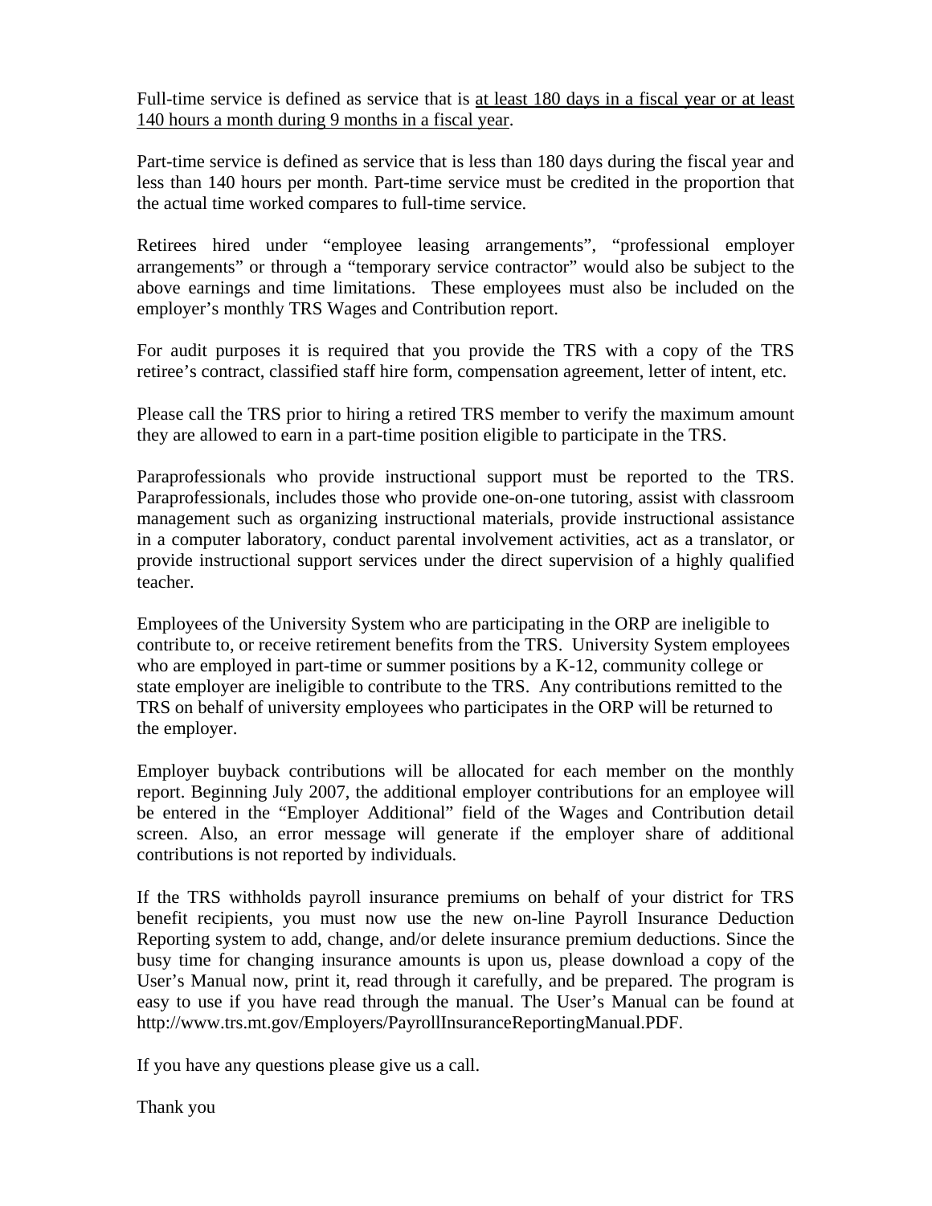Full-time service is defined as service that is <u>at least 180 days in a fiscal year or at least 140 hours a month during 9 months in a fiscal year</u>.

Part-time service is defined as service that is less than 180 days during the fiscal year and less than 140 hours per month. Part-time service must be credited in the proportion that the actual time worked compares to full-time service.

Retirees hired under "employee leasing arrangements", "professional employer arrangements" or through a "temporary service contractor" would also be subject to the above earnings and time limitations. These employees must also be included on the employer's monthly TRS Wages and Contribution report.

For audit purposes it is required that you provide the TRS with a copy of the TRS retiree's contract, classified staff hire form, compensation agreement, letter of intent, etc.

Please call the TRS prior to hiring a retired TRS member to verify the maximum amount they are allowed to earn in a part-time position eligible to participate in the TRS.

Paraprofessionals who provide instructional support must be reported to the TRS. Paraprofessionals, includes those who provide one-on-one tutoring, assist with classroom management such as organizing instructional materials, provide instructional assistance in a computer laboratory, conduct parental involvement activities, act as a translator, or provide instructional support services under the direct supervision of a highly qualified teacher.

Employees of the University System who are participating in the ORP are ineligible to contribute to, or receive retirement benefits from the TRS. University System employees who are employed in part-time or summer positions by a K-12, community college or state employer are ineligible to contribute to the TRS. Any contributions remitted to the TRS on behalf of university employees who participates in the ORP will be returned to the employer.

Employer buyback contributions will be allocated for each member on the monthly report. Beginning July 2007, the additional employer contributions for an employee will be entered in the "Employer Additional" field of the Wages and Contribution detail screen. Also, an error message will generate if the employer share of additional contributions is not reported by individuals.

If the TRS withholds payroll insurance premiums on behalf of your district for TRS benefit recipients, you must now use the new on-line Payroll Insurance Deduction Reporting system to add, change, and/or delete insurance premium deductions. Since the busy time for changing insurance amounts is upon us, please download a copy of the User's Manual now, print it, read through it carefully, and be prepared. The program is easy to use if you have read through the manual. The User's Manual can be found at http://www.trs.mt.gov/Employers/PayrollInsuranceReportingManual.PDF.

If you have any questions please give us a call.

Thank you